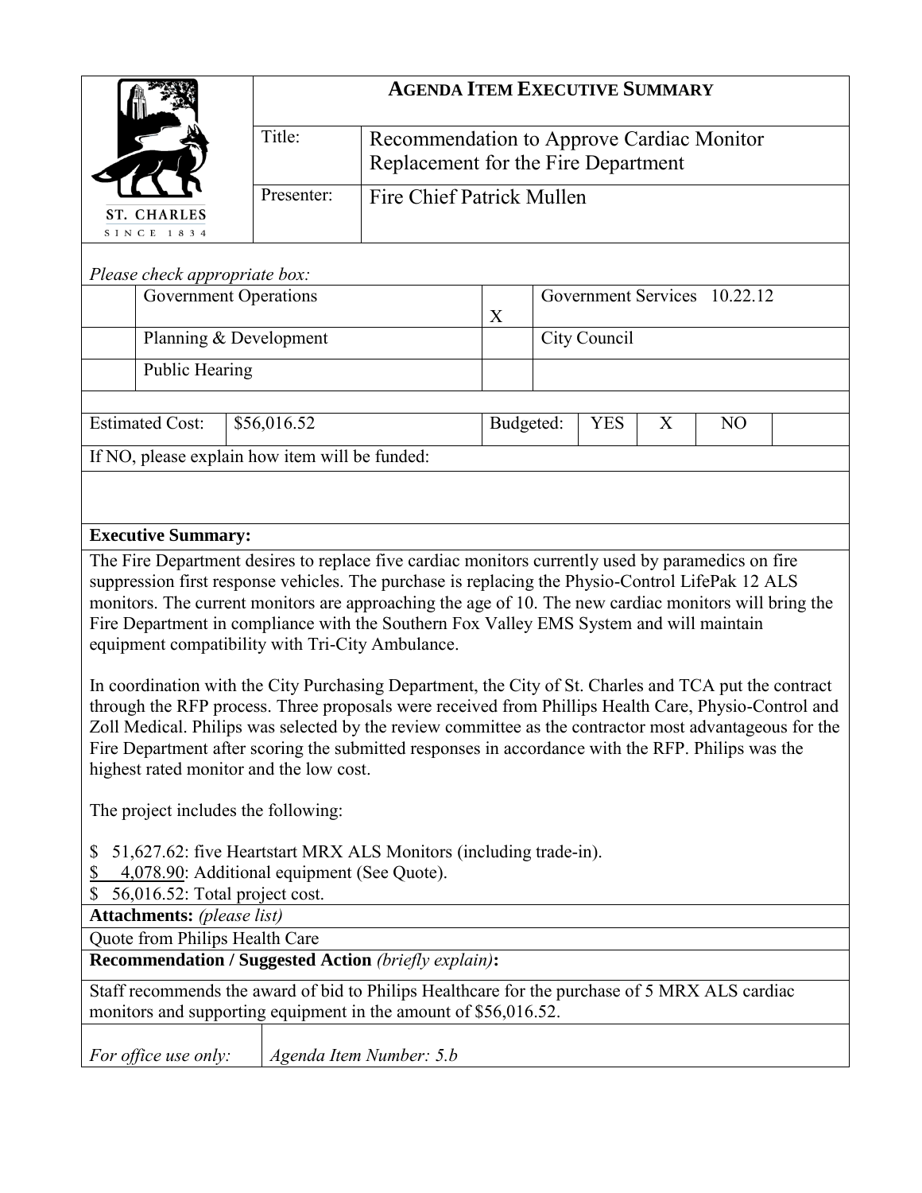ST. CHARLES
SINCE 1834

# AGENDA ITEM EXECUTIVE SUMMARY

| | |
|---|---|
| Title: | Recommendation to Approve Cardiac Monitor Replacement for the Fire Department |
| Presenter: | Fire Chief Patrick Mullen |

*Please check appropriate box:*

| | | | |
|---|---|---|---|
| | Government Operations | X | Government Services 10.22.12 |
| | Planning & Development | | City Council |
| | Public Hearing | | |

| Estimated Cost: | $56,016.52 | Budgeted: | YES | X | NO | |
|---|---|---|---|---|---|---|

If NO, please explain how item will be funded:

**Executive Summary:**

The Fire Department desires to replace five cardiac monitors currently used by paramedics on fire suppression first response vehicles. The purchase is replacing the Physio-Control LifePak 12 ALS monitors. The current monitors are approaching the age of 10. The new cardiac monitors will bring the Fire Department in compliance with the Southern Fox Valley EMS System and will maintain equipment compatibility with Tri-City Ambulance.

In coordination with the City Purchasing Department, the City of St. Charles and TCA put the contract through the RFP process. Three proposals were received from Phillips Health Care, Physio-Control and Zoll Medical. Philips was selected by the review committee as the contractor most advantageous for the Fire Department after scoring the submitted responses in accordance with the RFP. Philips was the highest rated monitor and the low cost.

The project includes the following:

$ 51,627.62: five Heartstart MRX ALS Monitors (including trade-in).
$ 4,078.90: Additional equipment (See Quote).
$ 56,016.52: Total project cost.

**Attachments:** *(please list)*

Quote from Philips Health Care

**Recommendation / Suggested Action** *(briefly explain)***:**

Staff recommends the award of bid to Philips Healthcare for the purchase of 5 MRX ALS cardiac monitors and supporting equipment in the amount of $56,016.52.

| *For office use only:* | *Agenda Item Number: 5.b* |
|---|---|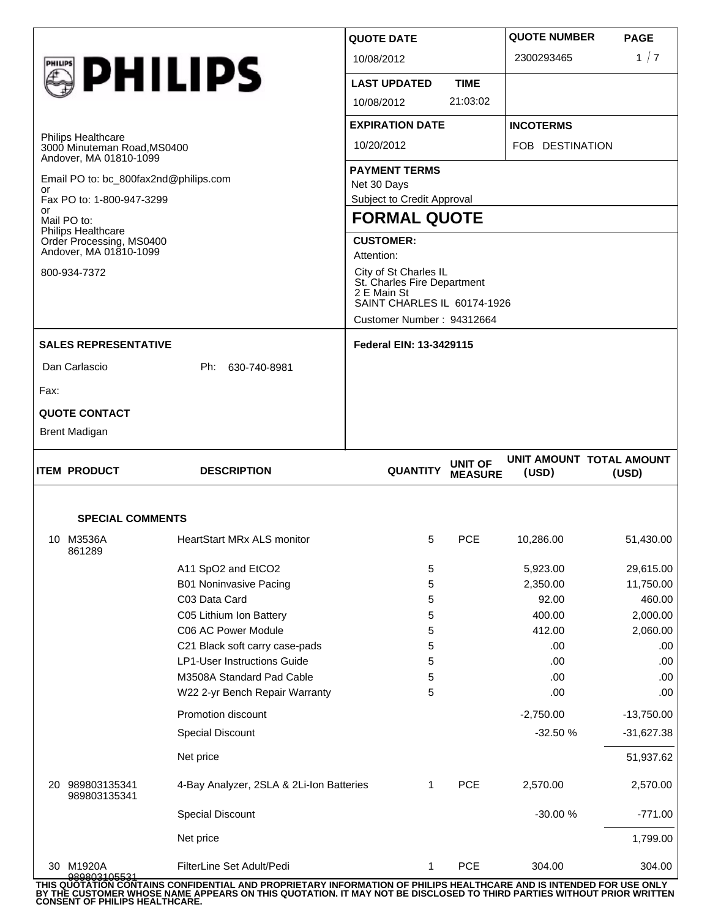**PHILIPS**

Philips Healthcare
3000 Minuteman Road,MS0400
Andover, MA 01810-1099

Email PO to: bc_800fax2nd@philips.com
or
Fax PO to: 1-800-947-3299
or
Mail PO to:
Philips Healthcare
Order Processing, MS0400
Andover, MA 01810-1099

800-934-7372

| QUOTE DATE | QUOTE NUMBER | PAGE |
|---|---|---|
| 10/08/2012 | 2300293465 | 1 / 7 |

| LAST UPDATED | TIME |
|---|---|
| 10/08/2012 | 21:03:02 |

| EXPIRATION DATE | INCOTERMS |
|---|---|
| 10/20/2012 | FOB DESTINATION |

**PAYMENT TERMS**
Net 30 Days
Subject to Credit Approval

## FORMAL QUOTE

**CUSTOMER:**
Attention:

City of St Charles IL
St. Charles Fire Department
2 E Main St
SAINT CHARLES IL 60174-1926

Customer Number : 94312664

**SALES REPRESENTATIVE**

Dan Carlascio Ph: 630-740-8981

Fax:

**QUOTE CONTACT**

Brent Madigan

**Federal EIN: 13-3429115**

| ITEM | PRODUCT | DESCRIPTION | QUANTITY | UNIT OF MEASURE | UNIT AMOUNT (USD) | TOTAL AMOUNT (USD) |
|---|---|---|---|---|---|---|
| | **SPECIAL COMMENTS** | | | | | |
| 10 | M3536A 861289 | HeartStart MRx ALS monitor | 5 | PCE | 10,286.00 | 51,430.00 |
| | | A11 SpO2 and EtCO2 | 5 | | 5,923.00 | 29,615.00 |
| | | B01 Noninvasive Pacing | 5 | | 2,350.00 | 11,750.00 |
| | | C03 Data Card | 5 | | 92.00 | 460.00 |
| | | C05 Lithium Ion Battery | 5 | | 400.00 | 2,000.00 |
| | | C06 AC Power Module | 5 | | 412.00 | 2,060.00 |
| | | C21 Black soft carry case-pads | 5 | | .00 | .00 |
| | | LP1-User Instructions Guide | 5 | | .00 | .00 |
| | | M3508A Standard Pad Cable | 5 | | .00 | .00 |
| | | W22 2-yr Bench Repair Warranty | 5 | | .00 | .00 |
| | | Promotion discount | | | -2,750.00 | -13,750.00 |
| | | Special Discount | | | -32.50 % | -31,627.38 |
| | | Net price | | | | 51,937.62 |
| 20 | 989803135341 989803135341 | 4-Bay Analyzer, 2SLA & 2Li-Ion Batteries | 1 | PCE | 2,570.00 | 2,570.00 |
| | | Special Discount | | | -30.00 % | -771.00 |
| | | Net price | | | | 1,799.00 |
| 30 | M1920A 989803105531 | FilterLine Set Adult/Pedi | 1 | PCE | 304.00 | 304.00 |

**THIS QUOTATION CONTAINS CONFIDENTIAL AND PROPRIETARY INFORMATION OF PHILIPS HEALTHCARE AND IS INTENDED FOR USE ONLY BY THE CUSTOMER WHOSE NAME APPEARS ON THIS QUOTATION. IT MAY NOT BE DISCLOSED TO THIRD PARTIES WITHOUT PRIOR WRITTEN CONSENT OF PHILIPS HEALTHCARE.**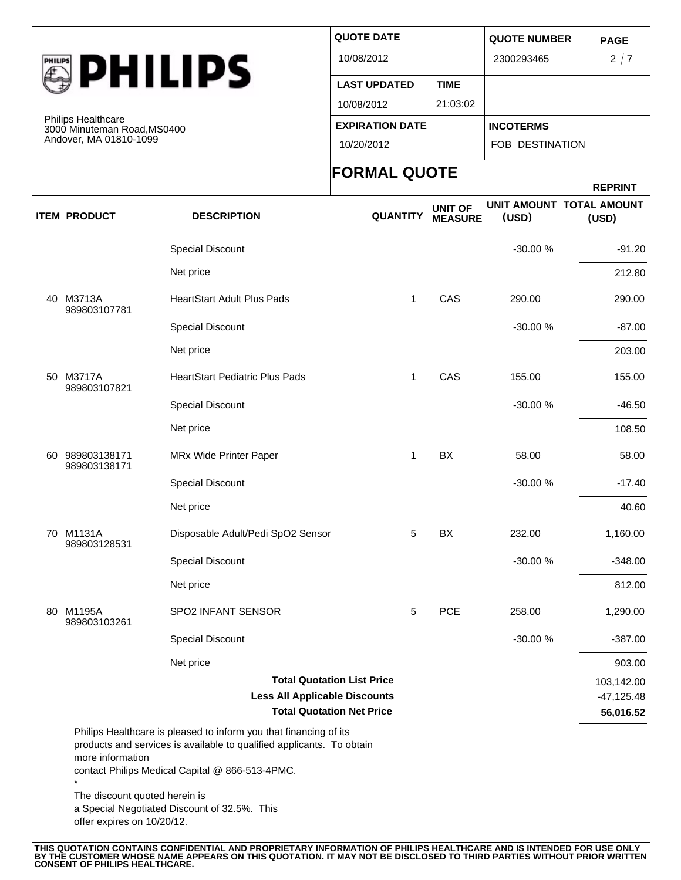**PHILIPS**

Philips Healthcare
3000 Minuteman Road,MS0400
Andover, MA 01810-1099

| QUOTE DATE | | QUOTE NUMBER | PAGE |
|---|---|---|---|
| 10/08/2012 | | 2300293465 | 2 / 7 |
| LAST UPDATED | TIME | | |
| 10/08/2012 | 21:03:02 | | |
| EXPIRATION DATE | | INCOTERMS | |
| 10/20/2012 | | FOB DESTINATION | |

## FORMAL QUOTE

REPRINT

| ITEM | PRODUCT | DESCRIPTION | QUANTITY | UNIT OF MEASURE | UNIT AMOUNT (USD) | TOTAL AMOUNT (USD) |
|---|---|---|---|---|---|---|
| | | Special Discount | | | -30.00 % | -91.20 |
| | | Net price | | | | 212.80 |
| 40 | M3713A 989803107781 | HeartStart Adult Plus Pads | 1 | CAS | 290.00 | 290.00 |
| | | Special Discount | | | -30.00 % | -87.00 |
| | | Net price | | | | 203.00 |
| 50 | M3717A 989803107821 | HeartStart Pediatric Plus Pads | 1 | CAS | 155.00 | 155.00 |
| | | Special Discount | | | -30.00 % | -46.50 |
| | | Net price | | | | 108.50 |
| 60 | 989803138171 989803138171 | MRx Wide Printer Paper | 1 | BX | 58.00 | 58.00 |
| | | Special Discount | | | -30.00 % | -17.40 |
| | | Net price | | | | 40.60 |
| 70 | M1131A 989803128531 | Disposable Adult/Pedi SpO2 Sensor | 5 | BX | 232.00 | 1,160.00 |
| | | Special Discount | | | -30.00 % | -348.00 |
| | | Net price | | | | 812.00 |
| 80 | M1195A 989803103261 | SPO2 INFANT SENSOR | 5 | PCE | 258.00 | 1,290.00 |
| | | Special Discount | | | -30.00 % | -387.00 |
| | | Net price | | | | 903.00 |
| | | **Total Quotation List Price** | | | | 103,142.00 |
| | | **Less All Applicable Discounts** | | | | -47,125.48 |
| | | **Total Quotation Net Price** | | | | **56,016.52** |

Philips Healthcare is pleased to inform you that financing of its products and services is available to qualified applicants. To obtain more information
contact Philips Medical Capital @ 866-513-4PMC.

*

The discount quoted herein is
a Special Negotiated Discount of 32.5%. This
offer expires on 10/20/12.

**THIS QUOTATION CONTAINS CONFIDENTIAL AND PROPRIETARY INFORMATION OF PHILIPS HEALTHCARE AND IS INTENDED FOR USE ONLY BY THE CUSTOMER WHOSE NAME APPEARS ON THIS QUOTATION. IT MAY NOT BE DISCLOSED TO THIRD PARTIES WITHOUT PRIOR WRITTEN CONSENT OF PHILIPS HEALTHCARE.**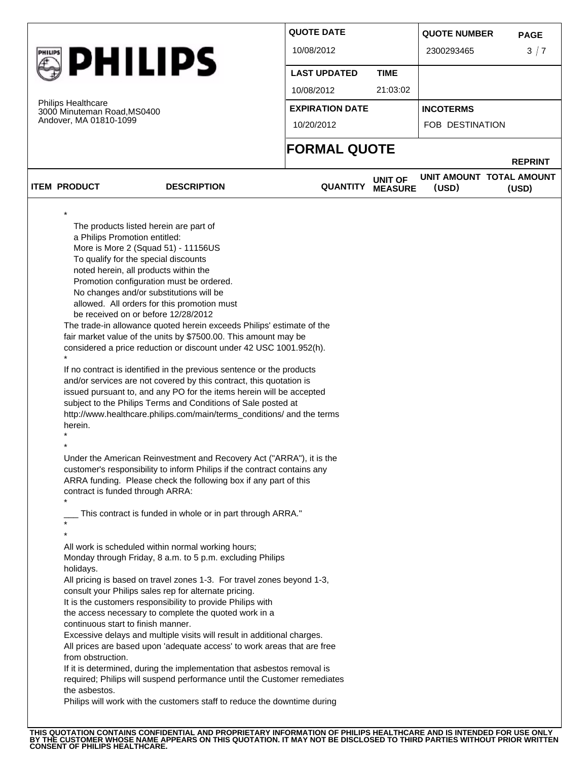**PHILIPS**

Philips Healthcare
3000 Minuteman Road,MS0400
Andover, MA 01810-1099

| QUOTE DATE | | QUOTE NUMBER | PAGE |
|---|---|---|---|
| 10/08/2012 | | 2300293465 | 3 / 7 |
| **LAST UPDATED** | **TIME** | | |
| 10/08/2012 | 21:03:02 | | |
| **EXPIRATION DATE** | | **INCOTERMS** | |
| 10/20/2012 | | FOB DESTINATION | |

## FORMAL QUOTE

**REPRINT**

| ITEM | PRODUCT | DESCRIPTION | QUANTITY | UNIT OF MEASURE | UNIT AMOUNT (USD) | TOTAL AMOUNT (USD) |
|---|---|---|---|---|---|---|

*

The products listed herein are part of
a Philips Promotion entitled:
More is More 2 (Squad 51) - 11156US
To qualify for the special discounts
noted herein, all products within the
Promotion configuration must be ordered.
No changes and/or substitutions will be
allowed. All orders for this promotion must
be received on or before 12/28/2012

The trade-in allowance quoted herein exceeds Philips' estimate of the fair market value of the units by $7500.00. This amount may be considered a price reduction or discount under 42 USC 1001.952(h).

*

If no contract is identified in the previous sentence or the products and/or services are not covered by this contract, this quotation is issued pursuant to, and any PO for the items herein will be accepted subject to the Philips Terms and Conditions of Sale posted at http://www.healthcare.philips.com/main/terms_conditions/ and the terms herein.

*

*

Under the American Reinvestment and Recovery Act ("ARRA"), it is the customer's responsibility to inform Philips if the contract contains any ARRA funding. Please check the following box if any part of this contract is funded through ARRA:

*

___ This contract is funded in whole or in part through ARRA."

*

*

All work is scheduled within normal working hours;
Monday through Friday, 8 a.m. to 5 p.m. excluding Philips holidays.
All pricing is based on travel zones 1-3. For travel zones beyond 1-3, consult your Philips sales rep for alternate pricing.
It is the customers responsibility to provide Philips with the access necessary to complete the quoted work in a continuous start to finish manner.
Excessive delays and multiple visits will result in additional charges.
All prices are based upon 'adequate access' to work areas that are free from obstruction.
If it is determined, during the implementation that asbestos removal is required; Philips will suspend performance until the Customer remediates the asbestos.
Philips will work with the customers staff to reduce the downtime during

**THIS QUOTATION CONTAINS CONFIDENTIAL AND PROPRIETARY INFORMATION OF PHILIPS HEALTHCARE AND IS INTENDED FOR USE ONLY BY THE CUSTOMER WHOSE NAME APPEARS ON THIS QUOTATION. IT MAY NOT BE DISCLOSED TO THIRD PARTIES WITHOUT PRIOR WRITTEN CONSENT OF PHILIPS HEALTHCARE.**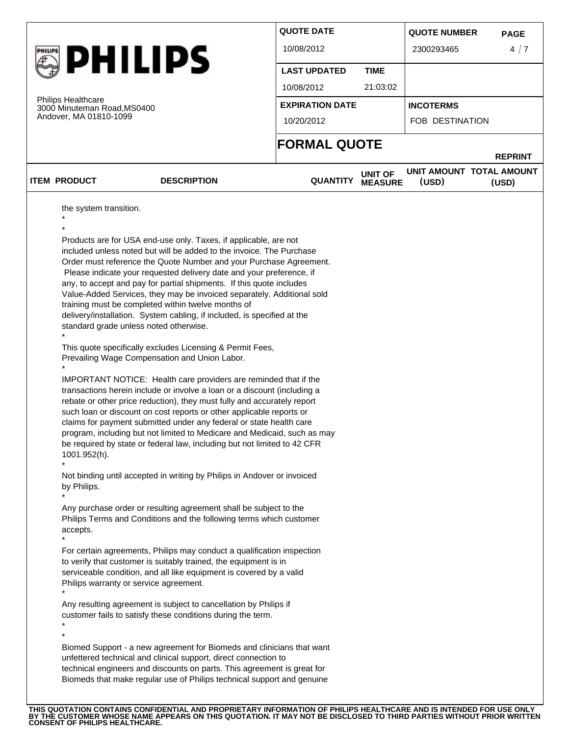PHILIPS

Philips Healthcare
3000 Minuteman Road,MS0400
Andover, MA 01810-1099

| QUOTE DATE | | QUOTE NUMBER | PAGE |
|---|---|---|---|
| 10/08/2012 | | 2300293465 | 4 / 7 |
| **LAST UPDATED** | **TIME** | | |
| 10/08/2012 | 21:03:02 | | |
| **EXPIRATION DATE** | | **INCOTERMS** | |
| 10/20/2012 | | FOB DESTINATION | |

## FORMAL QUOTE

**REPRINT**

| ITEM | PRODUCT | DESCRIPTION | QUANTITY | UNIT OF MEASURE | UNIT AMOUNT (USD) | TOTAL AMOUNT (USD) |
|---|---|---|---|---|---|---|

the system transition.
*
*
Products are for USA end-use only. Taxes, if applicable, are not included unless noted but will be added to the invoice. The Purchase Order must reference the Quote Number and your Purchase Agreement. Please indicate your requested delivery date and your preference, if any, to accept and pay for partial shipments. If this quote includes Value-Added Services, they may be invoiced separately. Additional sold training must be completed within twelve months of delivery/installation. System cabling, if included, is specified at the standard grade unless noted otherwise.
*
This quote specifically excludes Licensing & Permit Fees, Prevailing Wage Compensation and Union Labor.
*
IMPORTANT NOTICE: Health care providers are reminded that if the transactions herein include or involve a loan or a discount (including a rebate or other price reduction), they must fully and accurately report such loan or discount on cost reports or other applicable reports or claims for payment submitted under any federal or state health care program, including but not limited to Medicare and Medicaid, such as may be required by state or federal law, including but not limited to 42 CFR 1001.952(h).
*
Not binding until accepted in writing by Philips in Andover or invoiced by Philips.
*
Any purchase order or resulting agreement shall be subject to the Philips Terms and Conditions and the following terms which customer accepts.
*
For certain agreements, Philips may conduct a qualification inspection to verify that customer is suitably trained, the equipment is in serviceable condition, and all like equipment is covered by a valid Philips warranty or service agreement.
*
Any resulting agreement is subject to cancellation by Philips if customer fails to satisfy these conditions during the term.
*
*
Biomed Support - a new agreement for Biomeds and clinicians that want unfettered technical and clinical support, direct connection to technical engineers and discounts on parts. This agreement is great for Biomeds that make regular use of Philips technical support and genuine

**THIS QUOTATION CONTAINS CONFIDENTIAL AND PROPRIETARY INFORMATION OF PHILIPS HEALTHCARE AND IS INTENDED FOR USE ONLY BY THE CUSTOMER WHOSE NAME APPEARS ON THIS QUOTATION. IT MAY NOT BE DISCLOSED TO THIRD PARTIES WITHOUT PRIOR WRITTEN CONSENT OF PHILIPS HEALTHCARE.**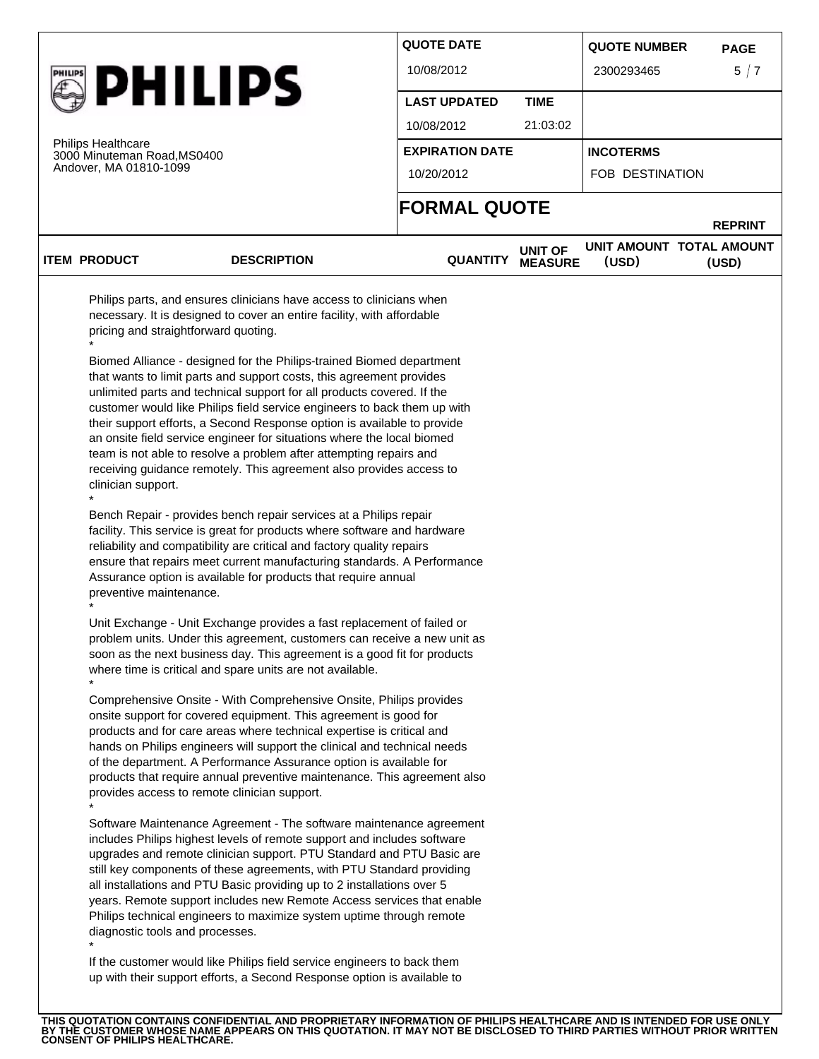**PHILIPS**

Philips Healthcare
3000 Minuteman Road,MS0400
Andover, MA 01810-1099

| QUOTE DATE | | QUOTE NUMBER | PAGE |
|---|---|---|---|
| 10/08/2012 | | 2300293465 | 5 / 7 |
| LAST UPDATED | TIME | | |
| 10/08/2012 | 21:03:02 | | |
| EXPIRATION DATE | | INCOTERMS | |
| 10/20/2012 | | FOB DESTINATION | |

## FORMAL QUOTE

REPRINT

| ITEM | PRODUCT | DESCRIPTION | QUANTITY | UNIT OF MEASURE | UNIT AMOUNT (USD) | TOTAL AMOUNT (USD) |
|---|---|---|---|---|---|---|

Philips parts, and ensures clinicians have access to clinicians when necessary. It is designed to cover an entire facility, with affordable pricing and straightforward quoting.

*

Biomed Alliance - designed for the Philips-trained Biomed department that wants to limit parts and support costs, this agreement provides unlimited parts and technical support for all products covered. If the customer would like Philips field service engineers to back them up with their support efforts, a Second Response option is available to provide an onsite field service engineer for situations where the local biomed team is not able to resolve a problem after attempting repairs and receiving guidance remotely. This agreement also provides access to clinician support.

*

Bench Repair - provides bench repair services at a Philips repair facility. This service is great for products where software and hardware reliability and compatibility are critical and factory quality repairs ensure that repairs meet current manufacturing standards. A Performance Assurance option is available for products that require annual preventive maintenance.

*

Unit Exchange - Unit Exchange provides a fast replacement of failed or problem units. Under this agreement, customers can receive a new unit as soon as the next business day. This agreement is a good fit for products where time is critical and spare units are not available.

*

Comprehensive Onsite - With Comprehensive Onsite, Philips provides onsite support for covered equipment. This agreement is good for products and for care areas where technical expertise is critical and hands on Philips engineers will support the clinical and technical needs of the department. A Performance Assurance option is available for products that require annual preventive maintenance. This agreement also provides access to remote clinician support.

*

Software Maintenance Agreement - The software maintenance agreement includes Philips highest levels of remote support and includes software upgrades and remote clinician support. PTU Standard and PTU Basic are still key components of these agreements, with PTU Standard providing all installations and PTU Basic providing up to 2 installations over 5 years. Remote support includes new Remote Access services that enable Philips technical engineers to maximize system uptime through remote diagnostic tools and processes.

*

If the customer would like Philips field service engineers to back them up with their support efforts, a Second Response option is available to

THIS QUOTATION CONTAINS CONFIDENTIAL AND PROPRIETARY INFORMATION OF PHILIPS HEALTHCARE AND IS INTENDED FOR USE ONLY BY THE CUSTOMER WHOSE NAME APPEARS ON THIS QUOTATION. IT MAY NOT BE DISCLOSED TO THIRD PARTIES WITHOUT PRIOR WRITTEN CONSENT OF PHILIPS HEALTHCARE.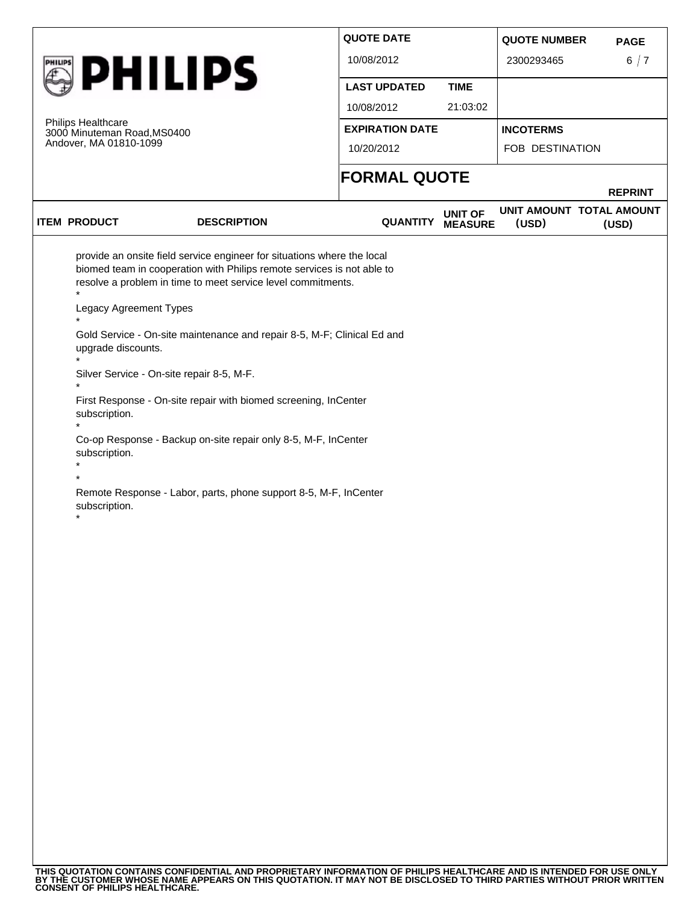Philips Healthcare
3000 Minuteman Road,MS0400
Andover, MA 01810-1099

| QUOTE DATE | | QUOTE NUMBER |
|---|---|---|
| 10/08/2012 | | 2300293465 |
| **LAST UPDATED** | **TIME** | |
| 10/08/2012 | 21:03:02 | |
| **EXPIRATION DATE** | | **INCOTERMS** |
| 10/20/2012 | | FOB DESTINATION |

## FORMAL QUOTE

**REPRINT**

| ITEM | PRODUCT | DESCRIPTION | QUANTITY | UNIT OF MEASURE | UNIT AMOUNT (USD) | TOTAL AMOUNT (USD) |
|---|---|---|---|---|---|---|

provide an onsite field service engineer for situations where the local biomed team in cooperation with Philips remote services is not able to resolve a problem in time to meet service level commitments.
*
Legacy Agreement Types
*
Gold Service - On-site maintenance and repair 8-5, M-F; Clinical Ed and upgrade discounts.
*
Silver Service - On-site repair 8-5, M-F.
*
First Response - On-site repair with biomed screening, InCenter subscription.
*
Co-op Response - Backup on-site repair only 8-5, M-F, InCenter subscription.
*
*
Remote Response - Labor, parts, phone support 8-5, M-F, InCenter subscription.
*

**THIS QUOTATION CONTAINS CONFIDENTIAL AND PROPRIETARY INFORMATION OF PHILIPS HEALTHCARE AND IS INTENDED FOR USE ONLY BY THE CUSTOMER WHOSE NAME APPEARS ON THIS QUOTATION. IT MAY NOT BE DISCLOSED TO THIRD PARTIES WITHOUT PRIOR WRITTEN CONSENT OF PHILIPS HEALTHCARE.**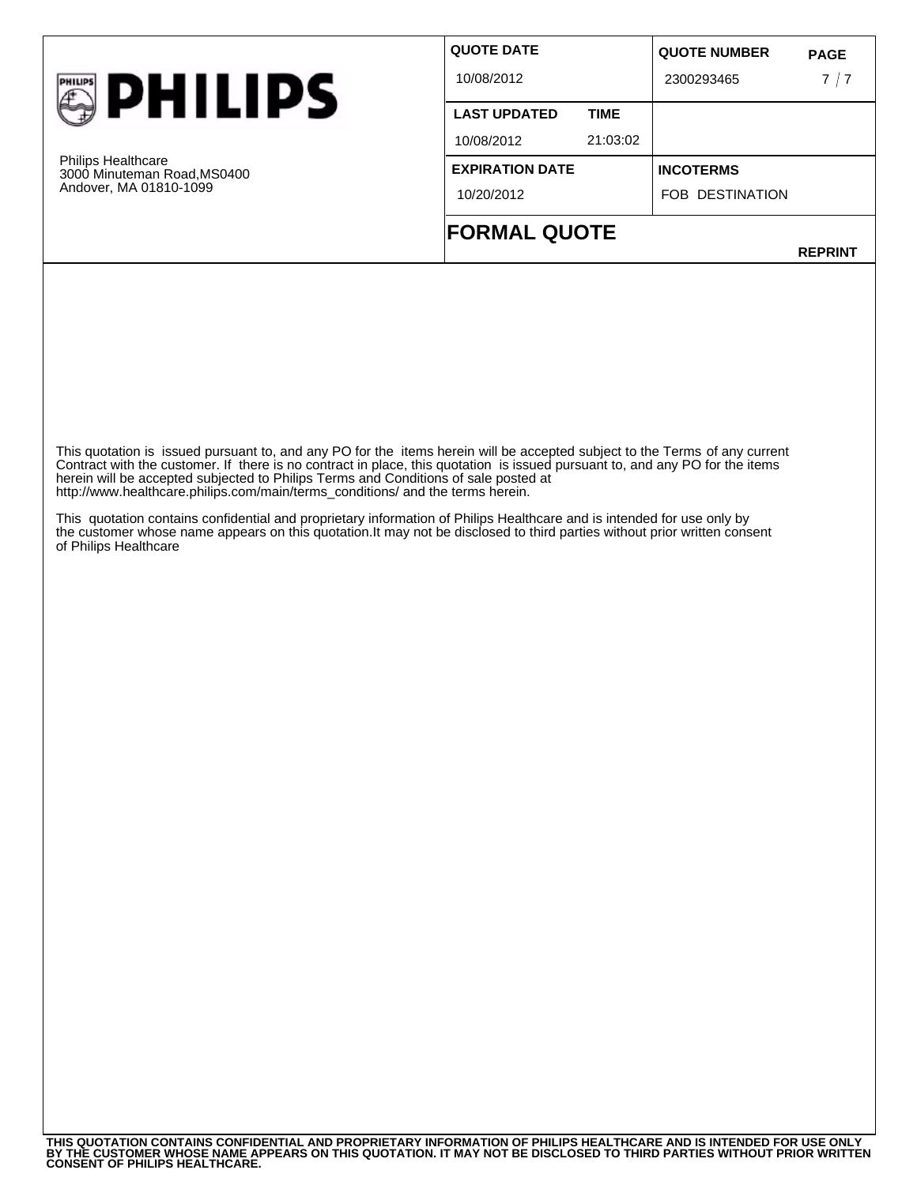**PHILIPS**

Philips Healthcare
3000 Minuteman Road,MS0400
Andover, MA 01810-1099

| QUOTE DATE | | QUOTE NUMBER | PAGE |
|---|---|---|---|
| 10/08/2012 | | 2300293465 | 7 / 7 |
| LAST UPDATED | TIME | | |
| 10/08/2012 | 21:03:02 | | |
| EXPIRATION DATE | | INCOTERMS | |
| 10/20/2012 | | FOB DESTINATION | |

# FORMAL QUOTE

**REPRINT**

This quotation is issued pursuant to, and any PO for the items herein will be accepted subject to the Terms of any current Contract with the customer. If there is no contract in place, this quotation is issued pursuant to, and any PO for the items herein will be accepted subjected to Philips Terms and Conditions of sale posted at http://www.healthcare.philips.com/main/terms_conditions/ and the terms herein.

This quotation contains confidential and proprietary information of Philips Healthcare and is intended for use only by the customer whose name appears on this quotation.It may not be disclosed to third parties without prior written consent of Philips Healthcare

**THIS QUOTATION CONTAINS CONFIDENTIAL AND PROPRIETARY INFORMATION OF PHILIPS HEALTHCARE AND IS INTENDED FOR USE ONLY BY THE CUSTOMER WHOSE NAME APPEARS ON THIS QUOTATION. IT MAY NOT BE DISCLOSED TO THIRD PARTIES WITHOUT PRIOR WRITTEN CONSENT OF PHILIPS HEALTHCARE.**